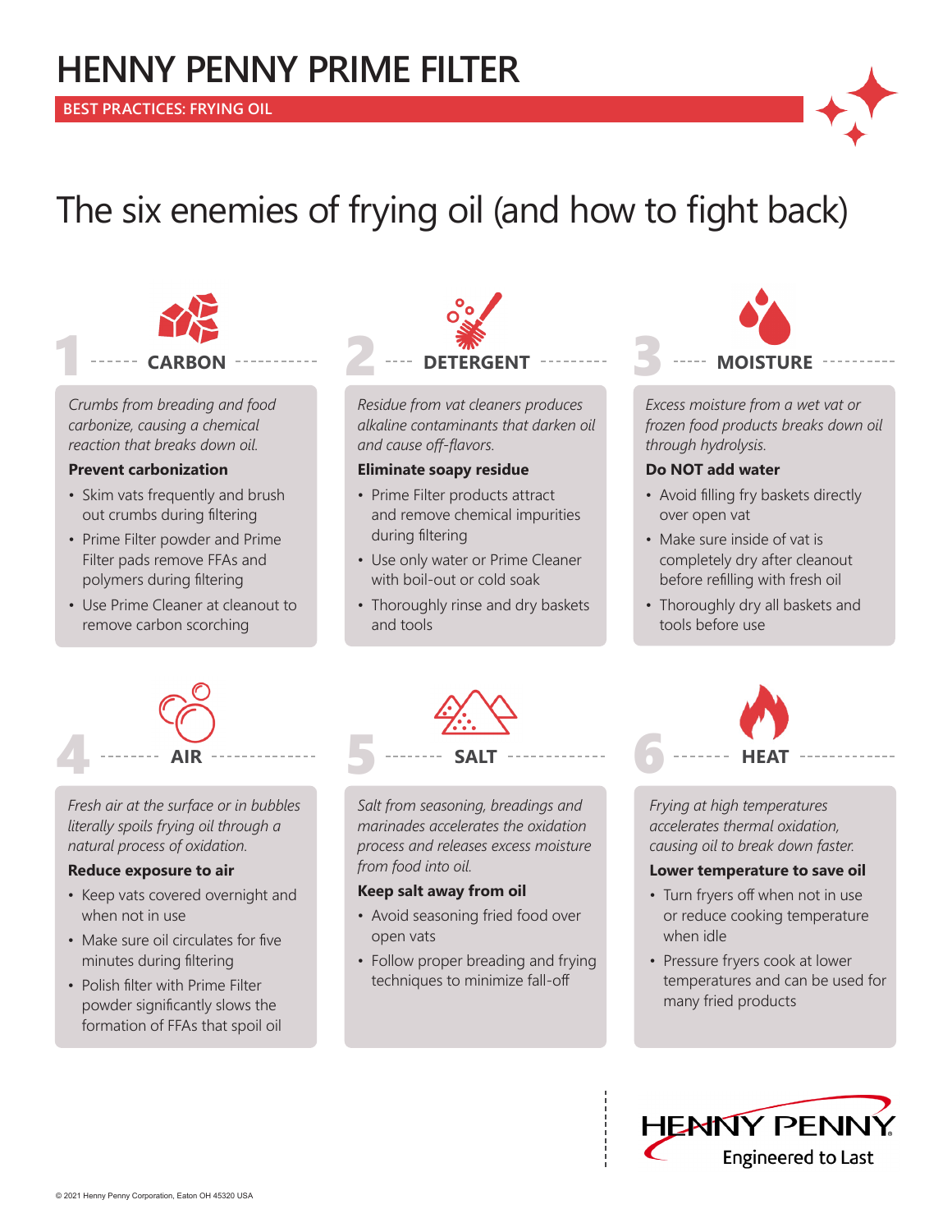# HENNY PENNY PRIME FILTER

**BEST PRACTICES: FRYING OIL**

## The six enemies of frying oil (and how to fight back)

### 1 CARBON

*Crumbs from breading and food carbonize, causing a chemical reaction that breaks down oil.*

**Prevent carbonization**

- Skim vats frequently and brush out crumbs during filtering
- Prime Filter powder and Prime Filter pads remove FFAs and polymers during filtering
- Use Prime Cleaner at cleanout to remove carbon scorching

### 2 DETERGENT

*Residue from vat cleaners produces alkaline contaminants that darken oil and cause off-flavors.*

**Eliminate soapy residue**

- Prime Filter products attract and remove chemical impurities during filtering
- Use only water or Prime Cleaner with boil-out or cold soak
- Thoroughly rinse and dry baskets and tools

### 3 MOISTURE

*Excess moisture from a wet vat or frozen food products breaks down oil through hydrolysis.*

**Do NOT add water**

- Avoid filling fry baskets directly over open vat
- Make sure inside of vat is completely dry after cleanout before refilling with fresh oil
- Thoroughly dry all baskets and tools before use

### 4 AIR

*Fresh air at the surface or in bubbles literally spoils frying oil through a natural process of oxidation.*

**Reduce exposure to air**

- Keep vats covered overnight and when not in use
- Make sure oil circulates for five minutes during filtering
- Polish filter with Prime Filter powder significantly slows the formation of FFAs that spoil oil

### 5 SALT

*Salt from seasoning, breadings and marinades accelerates the oxidation process and releases excess moisture from food into oil.*

**Keep salt away from oil**

- Avoid seasoning fried food over open vats
- Follow proper breading and frying techniques to minimize fall-off

### 6 HEAT

*Frying at high temperatures accelerates thermal oxidation, causing oil to break down faster.*

**Lower temperature to save oil**

- Turn fryers off when not in use or reduce cooking temperature when idle
- Pressure fryers cook at lower temperatures and can be used for many fried products

HENNY PENNY
Engineered to Last

© 2021 Henny Penny Corporation, Eaton OH 45320 USA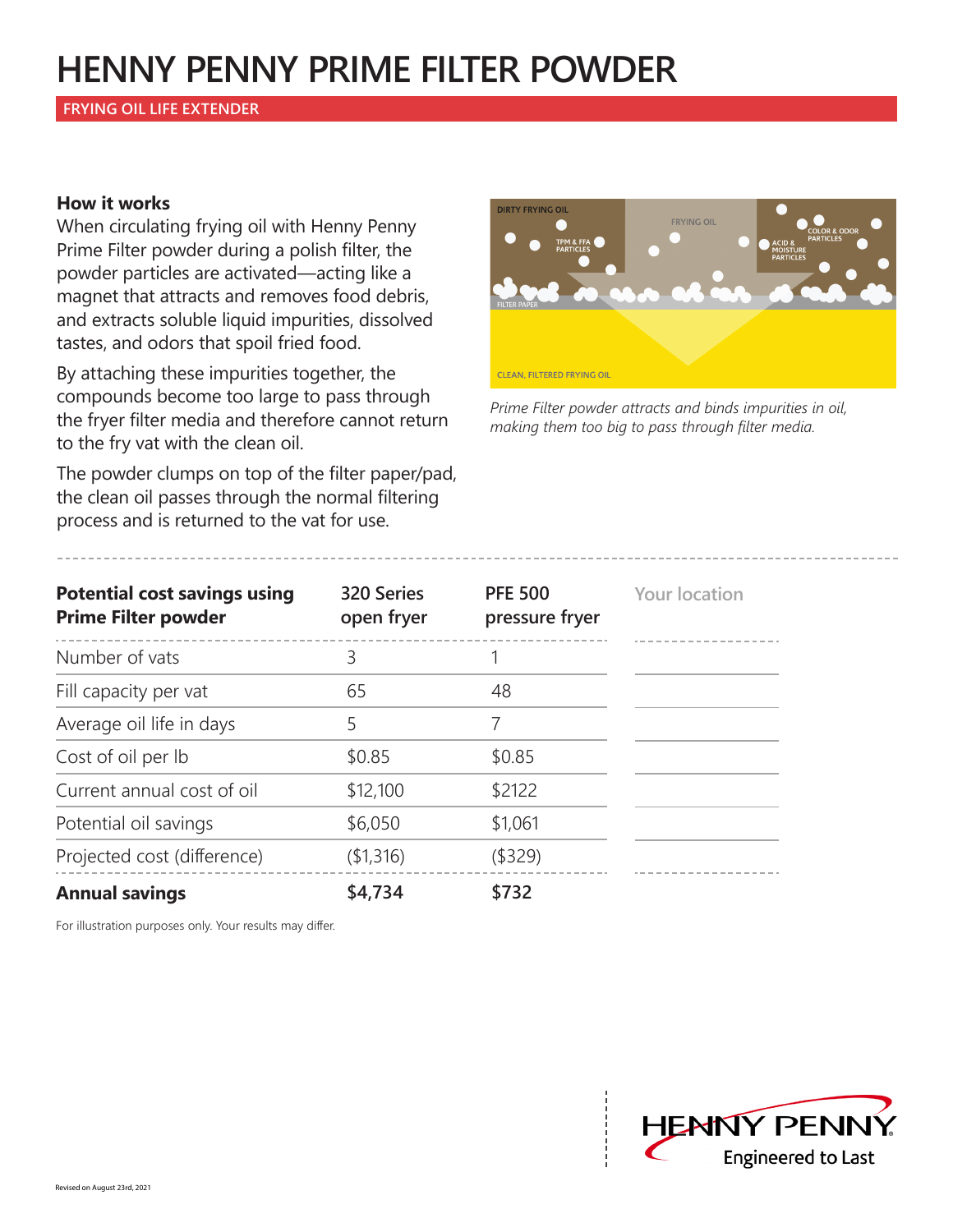# HENNY PENNY PRIME FILTER POWDER

**FRYING OIL LIFE EXTENDER**

### How it works

When circulating frying oil with Henny Penny Prime Filter powder during a polish filter, the powder particles are activated—acting like a magnet that attracts and removes food debris, and extracts soluble liquid impurities, dissolved tastes, and odors that spoil fried food.

By attaching these impurities together, the compounds become too large to pass through the fryer filter media and therefore cannot return to the fry vat with the clean oil.

The powder clumps on top of the filter paper/pad, the clean oil passes through the normal filtering process and is returned to the vat for use.

DIRTY FRYING OIL

FRYING OIL

TPM & FFA PARTICLES

COLOR & ODOR PARTICLES

ACID & MOISTURE PARTICLES

FILTER PAPER

CLEAN, FILTERED FRYING OIL

*Prime Filter powder attracts and binds impurities in oil, making them too big to pass through filter media.*

| Potential cost savings using Prime Filter powder | 320 Series open fryer | PFE 500 pressure fryer | Your location |
|---|---|---|---|
| Number of vats | 3 | 1 | |
| Fill capacity per vat | 65 | 48 | |
| Average oil life in days | 5 | 7 | |
| Cost of oil per lb | $0.85 | $0.85 | |
| Current annual cost of oil | $12,100 | $2122 | |
| Potential oil savings | $6,050 | $1,061 | |
| Projected cost (difference) | ($1,316) | ($329) | |
| **Annual savings** | **$4,734** | **$732** | |

For illustration purposes only. Your results may differ.

HENNY PENNY
Engineered to Last

Revised on August 23rd, 2021